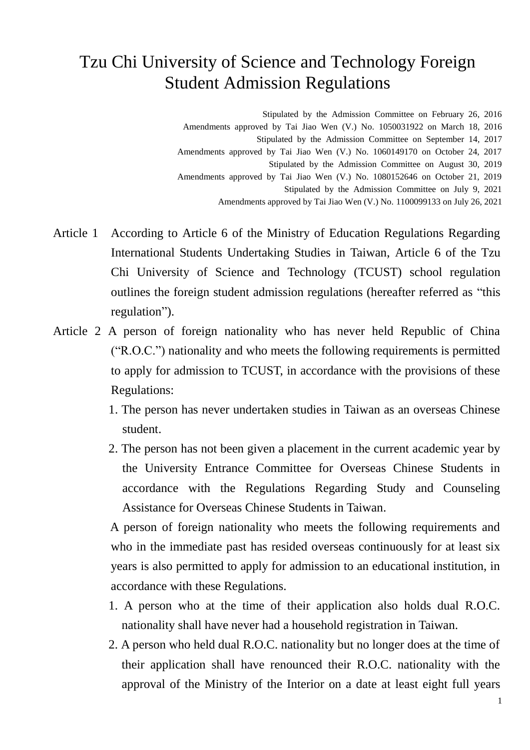# Tzu Chi University of Science and Technology Foreign Student Admission Regulations

Stipulated by the Admission Committee on February 26, 2016
Amendments approved by Tai Jiao Wen (V.) No. 1050031922 on March 18, 2016
Stipulated by the Admission Committee on September 14, 2017
Amendments approved by Tai Jiao Wen (V.) No. 1060149170 on October 24, 2017
Stipulated by the Admission Committee on August 30, 2019
Amendments approved by Tai Jiao Wen (V.) No. 1080152646 on October 21, 2019
Stipulated by the Admission Committee on July 9, 2021
Amendments approved by Tai Jiao Wen (V.) No. 1100099133 on July 26, 2021

Article 1 According to Article 6 of the Ministry of Education Regulations Regarding International Students Undertaking Studies in Taiwan, Article 6 of the Tzu Chi University of Science and Technology (TCUST) school regulation outlines the foreign student admission regulations (hereafter referred as “this regulation”).

Article 2 A person of foreign nationality who has never held Republic of China (“R.O.C.”) nationality and who meets the following requirements is permitted to apply for admission to TCUST, in accordance with the provisions of these Regulations:

1. The person has never undertaken studies in Taiwan as an overseas Chinese student.
2. The person has not been given a placement in the current academic year by the University Entrance Committee for Overseas Chinese Students in accordance with the Regulations Regarding Study and Counseling Assistance for Overseas Chinese Students in Taiwan.

A person of foreign nationality who meets the following requirements and who in the immediate past has resided overseas continuously for at least six years is also permitted to apply for admission to an educational institution, in accordance with these Regulations.

1. A person who at the time of their application also holds dual R.O.C. nationality shall have never had a household registration in Taiwan.
2. A person who held dual R.O.C. nationality but no longer does at the time of their application shall have renounced their R.O.C. nationality with the approval of the Ministry of the Interior on a date at least eight full years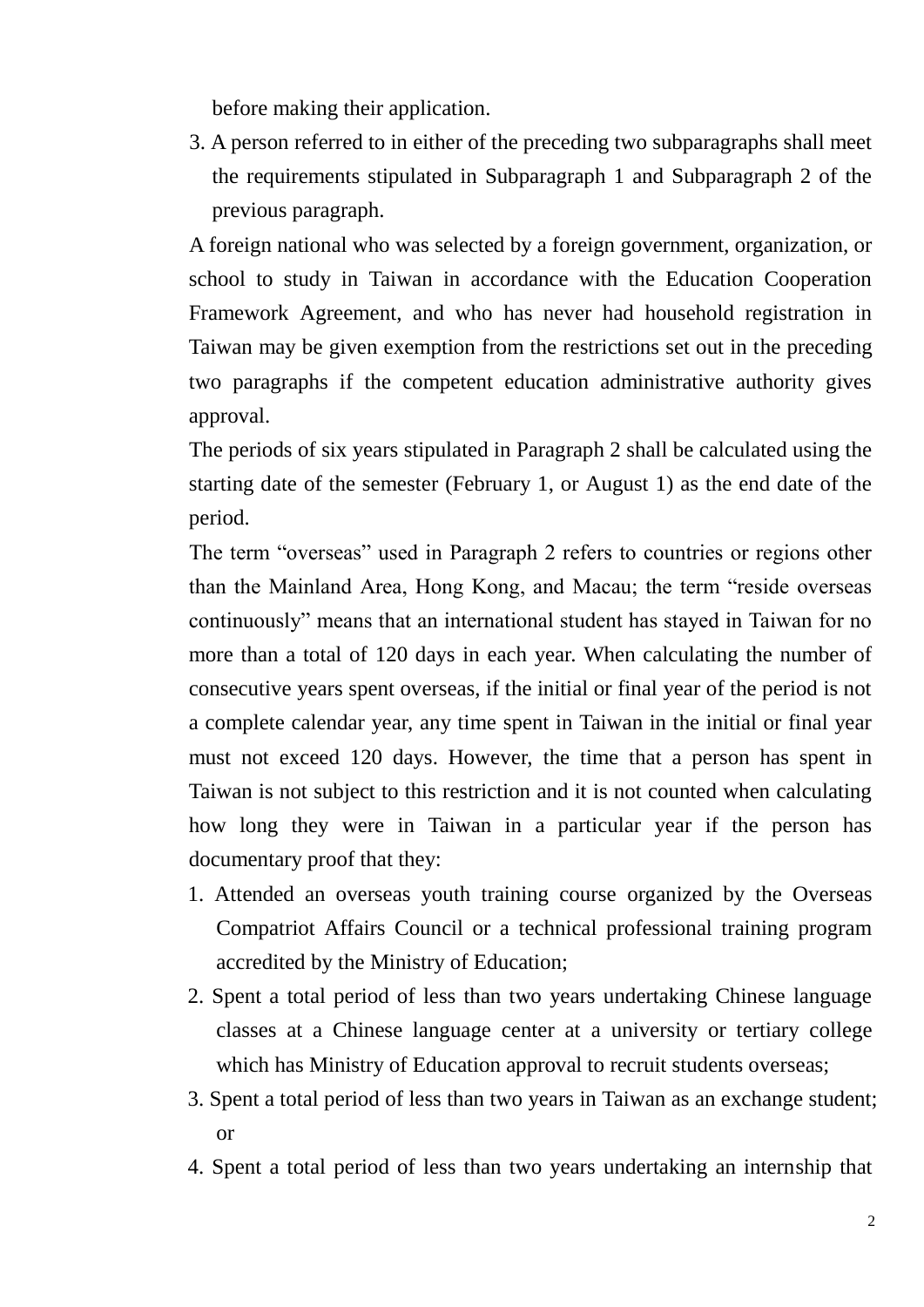before making their application.

3. A person referred to in either of the preceding two subparagraphs shall meet the requirements stipulated in Subparagraph 1 and Subparagraph 2 of the previous paragraph.

A foreign national who was selected by a foreign government, organization, or school to study in Taiwan in accordance with the Education Cooperation Framework Agreement, and who has never had household registration in Taiwan may be given exemption from the restrictions set out in the preceding two paragraphs if the competent education administrative authority gives approval.

The periods of six years stipulated in Paragraph 2 shall be calculated using the starting date of the semester (February 1, or August 1) as the end date of the period.

The term “overseas” used in Paragraph 2 refers to countries or regions other than the Mainland Area, Hong Kong, and Macau; the term “reside overseas continuously” means that an international student has stayed in Taiwan for no more than a total of 120 days in each year. When calculating the number of consecutive years spent overseas, if the initial or final year of the period is not a complete calendar year, any time spent in Taiwan in the initial or final year must not exceed 120 days. However, the time that a person has spent in Taiwan is not subject to this restriction and it is not counted when calculating how long they were in Taiwan in a particular year if the person has documentary proof that they:

1. Attended an overseas youth training course organized by the Overseas Compatriot Affairs Council or a technical professional training program accredited by the Ministry of Education;
2. Spent a total period of less than two years undertaking Chinese language classes at a Chinese language center at a university or tertiary college which has Ministry of Education approval to recruit students overseas;
3. Spent a total period of less than two years in Taiwan as an exchange student; or
4. Spent a total period of less than two years undertaking an internship that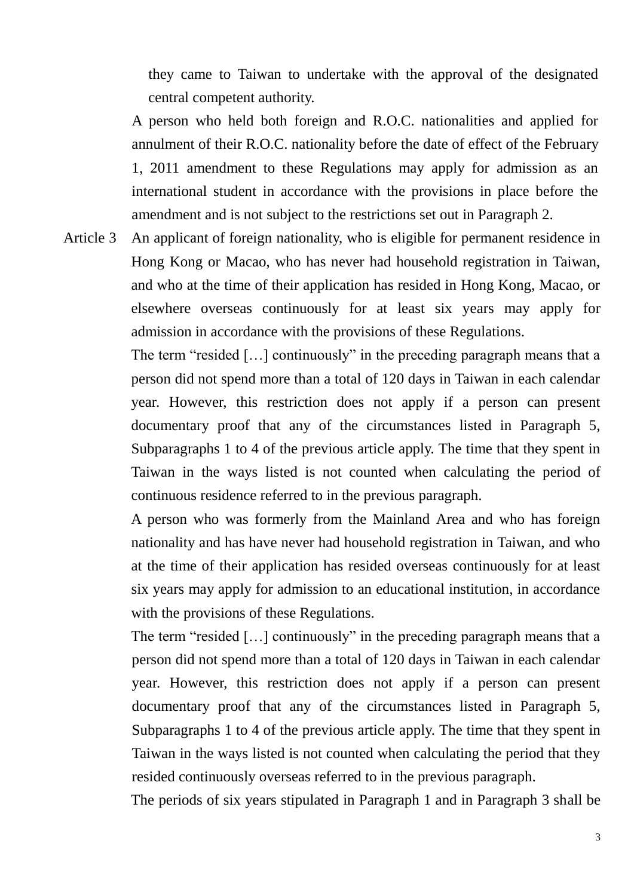they came to Taiwan to undertake with the approval of the designated central competent authority.

A person who held both foreign and R.O.C. nationalities and applied for annulment of their R.O.C. nationality before the date of effect of the February 1, 2011 amendment to these Regulations may apply for admission as an international student in accordance with the provisions in place before the amendment and is not subject to the restrictions set out in Paragraph 2.

Article 3 An applicant of foreign nationality, who is eligible for permanent residence in Hong Kong or Macao, who has never had household registration in Taiwan, and who at the time of their application has resided in Hong Kong, Macao, or elsewhere overseas continuously for at least six years may apply for admission in accordance with the provisions of these Regulations.

The term "resided […] continuously" in the preceding paragraph means that a person did not spend more than a total of 120 days in Taiwan in each calendar year. However, this restriction does not apply if a person can present documentary proof that any of the circumstances listed in Paragraph 5, Subparagraphs 1 to 4 of the previous article apply. The time that they spent in Taiwan in the ways listed is not counted when calculating the period of continuous residence referred to in the previous paragraph.

A person who was formerly from the Mainland Area and who has foreign nationality and has have never had household registration in Taiwan, and who at the time of their application has resided overseas continuously for at least six years may apply for admission to an educational institution, in accordance with the provisions of these Regulations.

The term "resided […] continuously" in the preceding paragraph means that a person did not spend more than a total of 120 days in Taiwan in each calendar year. However, this restriction does not apply if a person can present documentary proof that any of the circumstances listed in Paragraph 5, Subparagraphs 1 to 4 of the previous article apply. The time that they spent in Taiwan in the ways listed is not counted when calculating the period that they resided continuously overseas referred to in the previous paragraph.

The periods of six years stipulated in Paragraph 1 and in Paragraph 3 shall be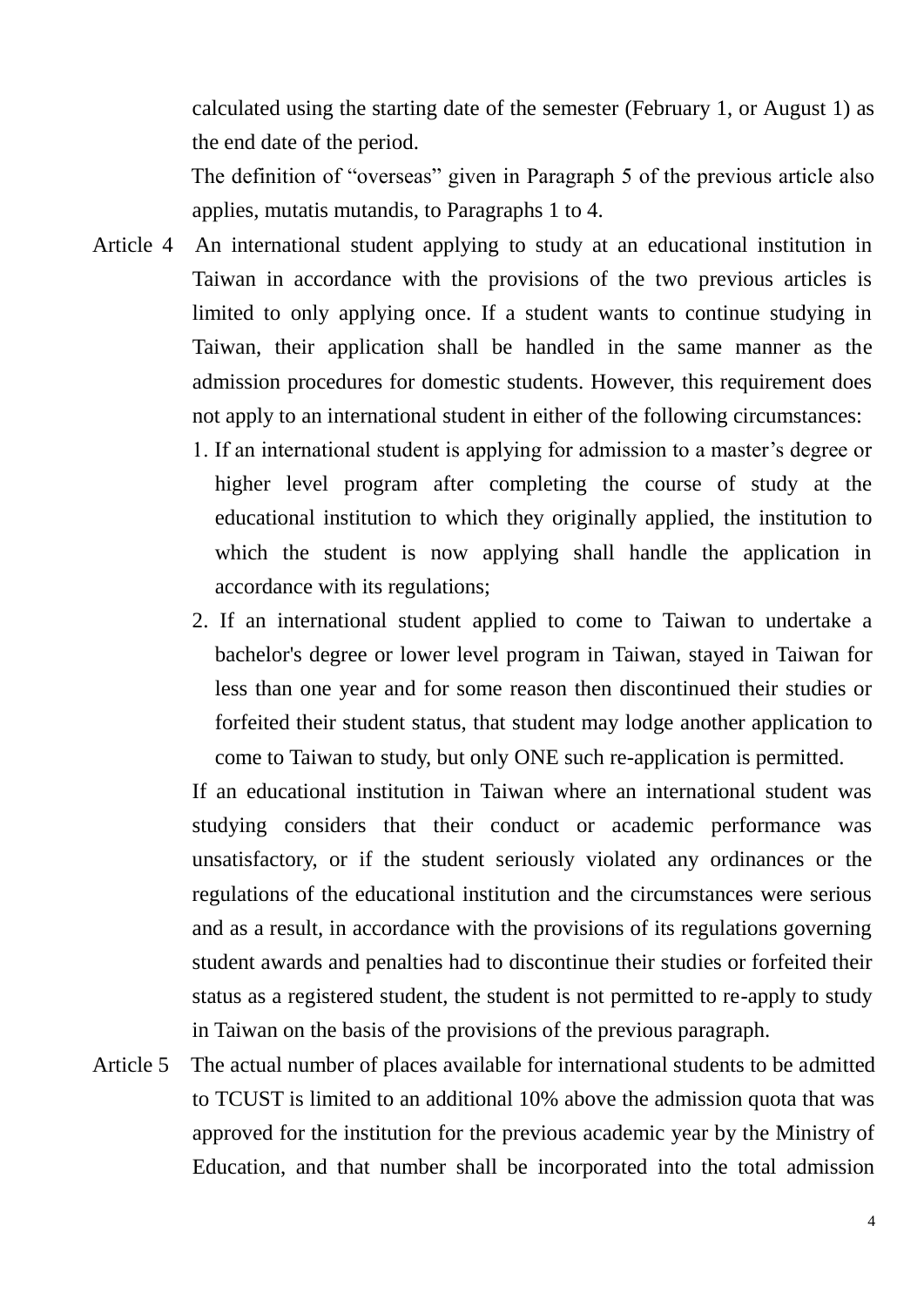calculated using the starting date of the semester (February 1, or August 1) as the end date of the period.

The definition of "overseas" given in Paragraph 5 of the previous article also applies, mutatis mutandis, to Paragraphs 1 to 4.

Article 4 An international student applying to study at an educational institution in Taiwan in accordance with the provisions of the two previous articles is limited to only applying once. If a student wants to continue studying in Taiwan, their application shall be handled in the same manner as the admission procedures for domestic students. However, this requirement does not apply to an international student in either of the following circumstances:

1. If an international student is applying for admission to a master's degree or higher level program after completing the course of study at the educational institution to which they originally applied, the institution to which the student is now applying shall handle the application in accordance with its regulations;
2. If an international student applied to come to Taiwan to undertake a bachelor's degree or lower level program in Taiwan, stayed in Taiwan for less than one year and for some reason then discontinued their studies or forfeited their student status, that student may lodge another application to come to Taiwan to study, but only ONE such re-application is permitted.

If an educational institution in Taiwan where an international student was studying considers that their conduct or academic performance was unsatisfactory, or if the student seriously violated any ordinances or the regulations of the educational institution and the circumstances were serious and as a result, in accordance with the provisions of its regulations governing student awards and penalties had to discontinue their studies or forfeited their status as a registered student, the student is not permitted to re-apply to study in Taiwan on the basis of the provisions of the previous paragraph.

Article 5 The actual number of places available for international students to be admitted to TCUST is limited to an additional 10% above the admission quota that was approved for the institution for the previous academic year by the Ministry of Education, and that number shall be incorporated into the total admission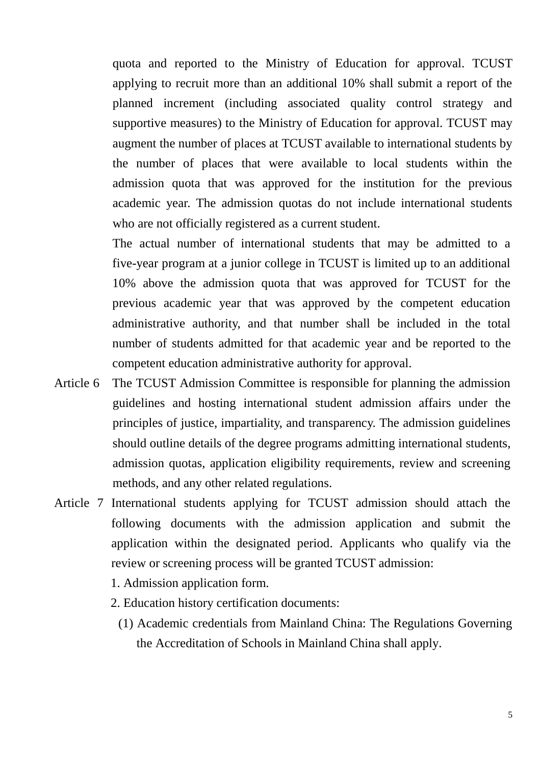quota and reported to the Ministry of Education for approval. TCUST applying to recruit more than an additional 10% shall submit a report of the planned increment (including associated quality control strategy and supportive measures) to the Ministry of Education for approval. TCUST may augment the number of places at TCUST available to international students by the number of places that were available to local students within the admission quota that was approved for the institution for the previous academic year. The admission quotas do not include international students who are not officially registered as a current student.

The actual number of international students that may be admitted to a five-year program at a junior college in TCUST is limited up to an additional 10% above the admission quota that was approved for TCUST for the previous academic year that was approved by the competent education administrative authority, and that number shall be included in the total number of students admitted for that academic year and be reported to the competent education administrative authority for approval.

Article 6 The TCUST Admission Committee is responsible for planning the admission guidelines and hosting international student admission affairs under the principles of justice, impartiality, and transparency. The admission guidelines should outline details of the degree programs admitting international students, admission quotas, application eligibility requirements, review and screening methods, and any other related regulations.

Article 7 International students applying for TCUST admission should attach the following documents with the admission application and submit the application within the designated period. Applicants who qualify via the review or screening process will be granted TCUST admission:

1. Admission application form.
2. Education history certification documents:
   (1) Academic credentials from Mainland China: The Regulations Governing the Accreditation of Schools in Mainland China shall apply.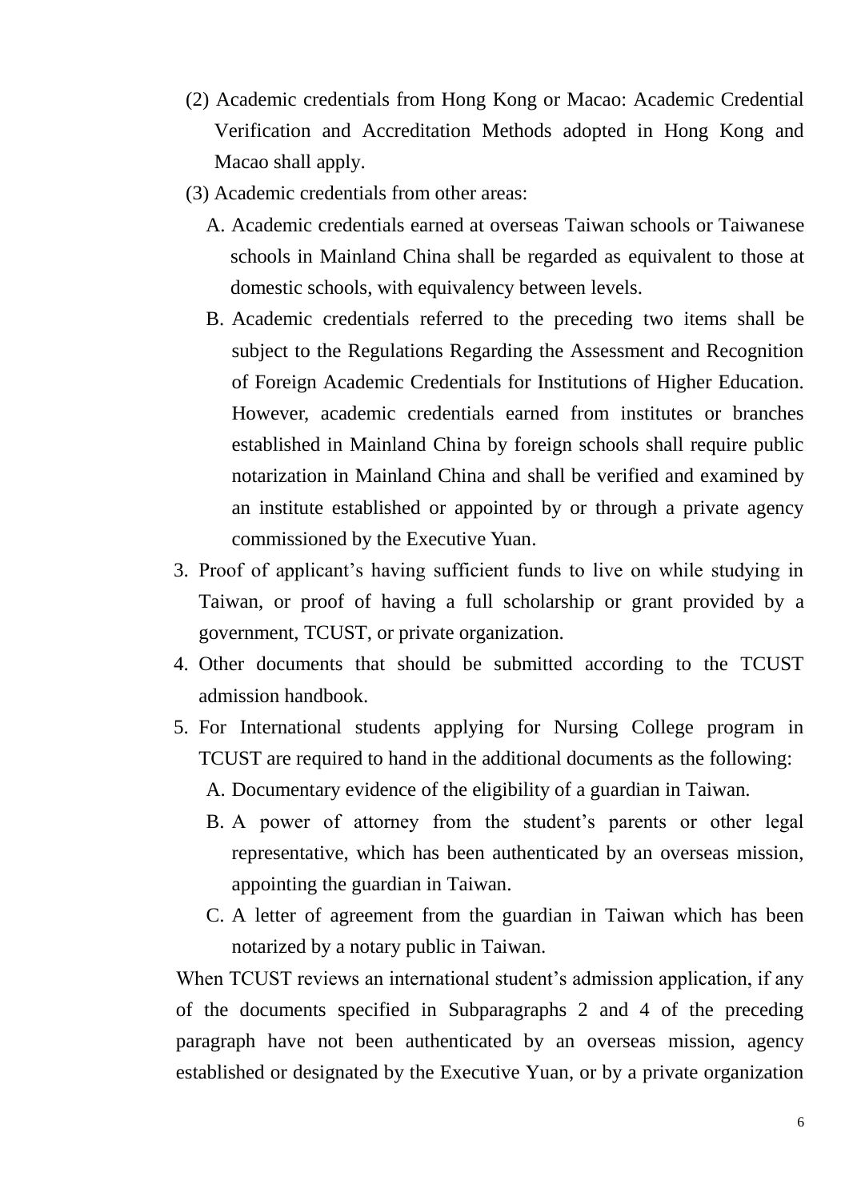(2) Academic credentials from Hong Kong or Macao: Academic Credential Verification and Accreditation Methods adopted in Hong Kong and Macao shall apply.

(3) Academic credentials from other areas:

A. Academic credentials earned at overseas Taiwan schools or Taiwanese schools in Mainland China shall be regarded as equivalent to those at domestic schools, with equivalency between levels.

B. Academic credentials referred to the preceding two items shall be subject to the Regulations Regarding the Assessment and Recognition of Foreign Academic Credentials for Institutions of Higher Education. However, academic credentials earned from institutes or branches established in Mainland China by foreign schools shall require public notarization in Mainland China and shall be verified and examined by an institute established or appointed by or through a private agency commissioned by the Executive Yuan.

3. Proof of applicant's having sufficient funds to live on while studying in Taiwan, or proof of having a full scholarship or grant provided by a government, TCUST, or private organization.
4. Other documents that should be submitted according to the TCUST admission handbook.
5. For International students applying for Nursing College program in TCUST are required to hand in the additional documents as the following:

   A. Documentary evidence of the eligibility of a guardian in Taiwan.

   B. A power of attorney from the student's parents or other legal representative, which has been authenticated by an overseas mission, appointing the guardian in Taiwan.

   C. A letter of agreement from the guardian in Taiwan which has been notarized by a notary public in Taiwan.

When TCUST reviews an international student's admission application, if any of the documents specified in Subparagraphs 2 and 4 of the preceding paragraph have not been authenticated by an overseas mission, agency established or designated by the Executive Yuan, or by a private organization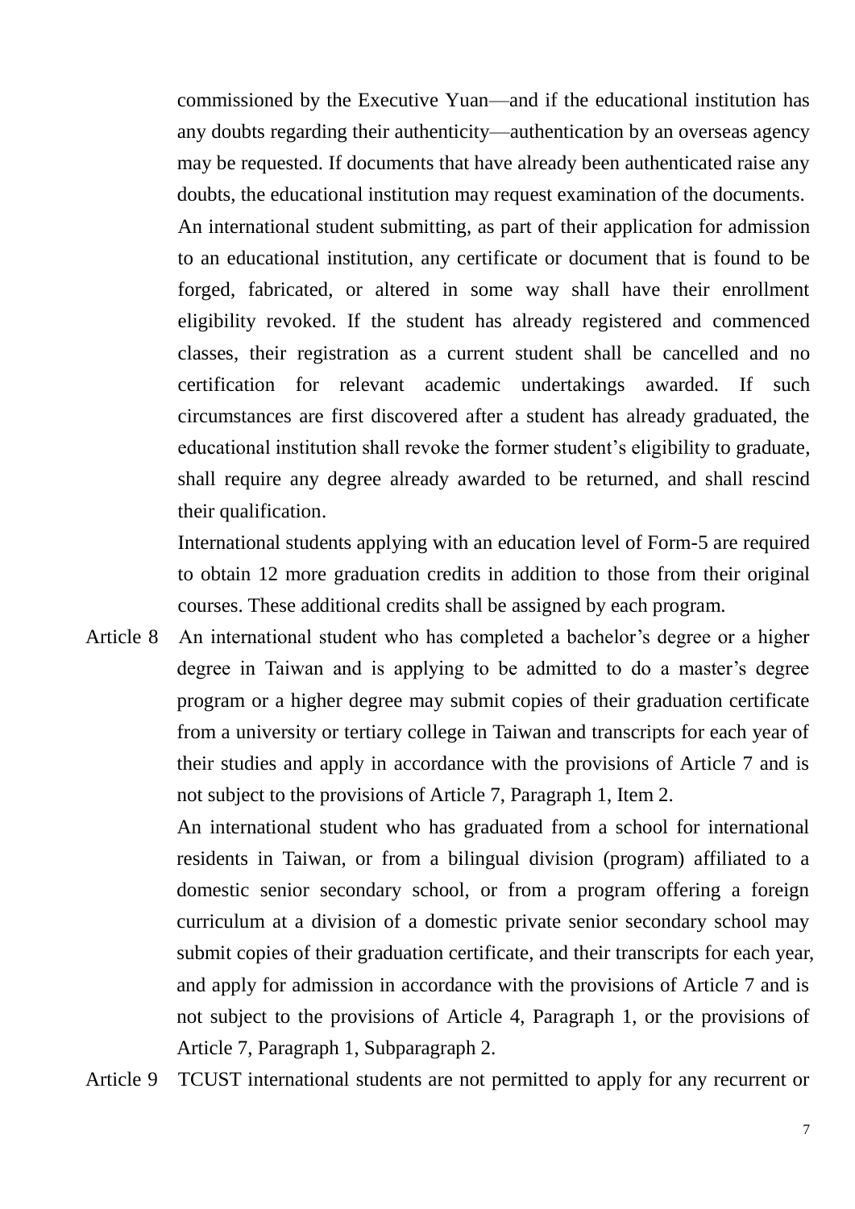commissioned by the Executive Yuan—and if the educational institution has any doubts regarding their authenticity—authentication by an overseas agency may be requested. If documents that have already been authenticated raise any doubts, the educational institution may request examination of the documents.

An international student submitting, as part of their application for admission to an educational institution, any certificate or document that is found to be forged, fabricated, or altered in some way shall have their enrollment eligibility revoked. If the student has already registered and commenced classes, their registration as a current student shall be cancelled and no certification for relevant academic undertakings awarded. If such circumstances are first discovered after a student has already graduated, the educational institution shall revoke the former student's eligibility to graduate, shall require any degree already awarded to be returned, and shall rescind their qualification.

International students applying with an education level of Form-5 are required to obtain 12 more graduation credits in addition to those from their original courses. These additional credits shall be assigned by each program.

Article 8 An international student who has completed a bachelor's degree or a higher degree in Taiwan and is applying to be admitted to do a master's degree program or a higher degree may submit copies of their graduation certificate from a university or tertiary college in Taiwan and transcripts for each year of their studies and apply in accordance with the provisions of Article 7 and is not subject to the provisions of Article 7, Paragraph 1, Item 2.

An international student who has graduated from a school for international residents in Taiwan, or from a bilingual division (program) affiliated to a domestic senior secondary school, or from a program offering a foreign curriculum at a division of a domestic private senior secondary school may submit copies of their graduation certificate, and their transcripts for each year, and apply for admission in accordance with the provisions of Article 7 and is not subject to the provisions of Article 4, Paragraph 1, or the provisions of Article 7, Paragraph 1, Subparagraph 2.

Article 9 TCUST international students are not permitted to apply for any recurrent or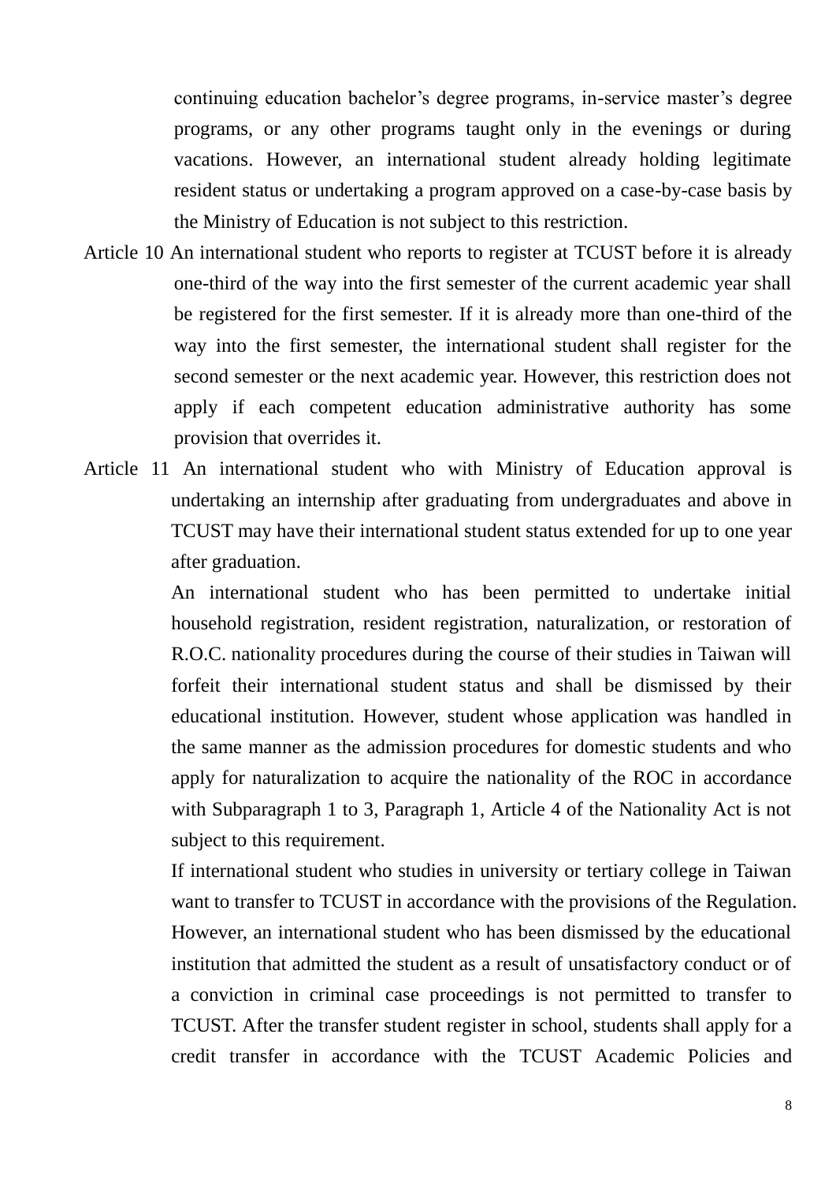continuing education bachelor's degree programs, in-service master's degree programs, or any other programs taught only in the evenings or during vacations. However, an international student already holding legitimate resident status or undertaking a program approved on a case-by-case basis by the Ministry of Education is not subject to this restriction.

Article 10 An international student who reports to register at TCUST before it is already one-third of the way into the first semester of the current academic year shall be registered for the first semester. If it is already more than one-third of the way into the first semester, the international student shall register for the second semester or the next academic year. However, this restriction does not apply if each competent education administrative authority has some provision that overrides it.

Article 11 An international student who with Ministry of Education approval is undertaking an internship after graduating from undergraduates and above in TCUST may have their international student status extended for up to one year after graduation.

An international student who has been permitted to undertake initial household registration, resident registration, naturalization, or restoration of R.O.C. nationality procedures during the course of their studies in Taiwan will forfeit their international student status and shall be dismissed by their educational institution. However, student whose application was handled in the same manner as the admission procedures for domestic students and who apply for naturalization to acquire the nationality of the ROC in accordance with Subparagraph 1 to 3, Paragraph 1, Article 4 of the Nationality Act is not subject to this requirement.

If international student who studies in university or tertiary college in Taiwan want to transfer to TCUST in accordance with the provisions of the Regulation. However, an international student who has been dismissed by the educational institution that admitted the student as a result of unsatisfactory conduct or of a conviction in criminal case proceedings is not permitted to transfer to TCUST. After the transfer student register in school, students shall apply for a credit transfer in accordance with the TCUST Academic Policies and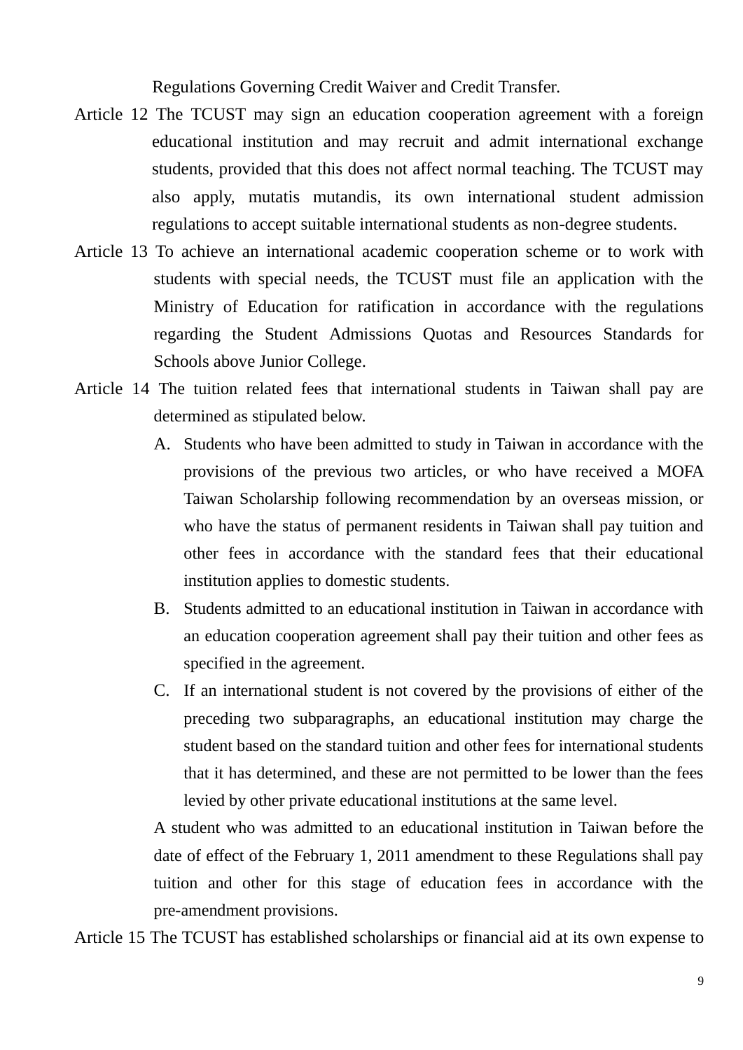Regulations Governing Credit Waiver and Credit Transfer.

Article 12 The TCUST may sign an education cooperation agreement with a foreign educational institution and may recruit and admit international exchange students, provided that this does not affect normal teaching. The TCUST may also apply, mutatis mutandis, its own international student admission regulations to accept suitable international students as non-degree students.

Article 13 To achieve an international academic cooperation scheme or to work with students with special needs, the TCUST must file an application with the Ministry of Education for ratification in accordance with the regulations regarding the Student Admissions Quotas and Resources Standards for Schools above Junior College.

Article 14 The tuition related fees that international students in Taiwan shall pay are determined as stipulated below.

A. Students who have been admitted to study in Taiwan in accordance with the provisions of the previous two articles, or who have received a MOFA Taiwan Scholarship following recommendation by an overseas mission, or who have the status of permanent residents in Taiwan shall pay tuition and other fees in accordance with the standard fees that their educational institution applies to domestic students.

B. Students admitted to an educational institution in Taiwan in accordance with an education cooperation agreement shall pay their tuition and other fees as specified in the agreement.

C. If an international student is not covered by the provisions of either of the preceding two subparagraphs, an educational institution may charge the student based on the standard tuition and other fees for international students that it has determined, and these are not permitted to be lower than the fees levied by other private educational institutions at the same level.

A student who was admitted to an educational institution in Taiwan before the date of effect of the February 1, 2011 amendment to these Regulations shall pay tuition and other for this stage of education fees in accordance with the pre-amendment provisions.

Article 15 The TCUST has established scholarships or financial aid at its own expense to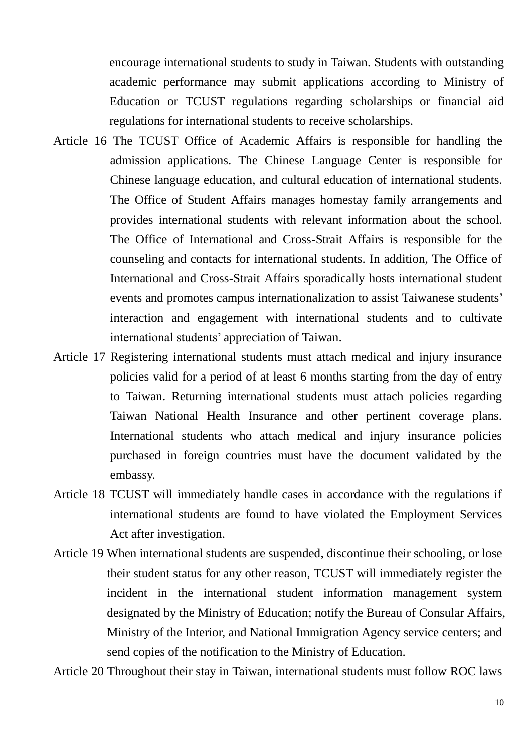encourage international students to study in Taiwan. Students with outstanding academic performance may submit applications according to Ministry of Education or TCUST regulations regarding scholarships or financial aid regulations for international students to receive scholarships.

Article 16 The TCUST Office of Academic Affairs is responsible for handling the admission applications. The Chinese Language Center is responsible for Chinese language education, and cultural education of international students. The Office of Student Affairs manages homestay family arrangements and provides international students with relevant information about the school. The Office of International and Cross-Strait Affairs is responsible for the counseling and contacts for international students. In addition, The Office of International and Cross-Strait Affairs sporadically hosts international student events and promotes campus internationalization to assist Taiwanese students' interaction and engagement with international students and to cultivate international students' appreciation of Taiwan.

Article 17 Registering international students must attach medical and injury insurance policies valid for a period of at least 6 months starting from the day of entry to Taiwan. Returning international students must attach policies regarding Taiwan National Health Insurance and other pertinent coverage plans. International students who attach medical and injury insurance policies purchased in foreign countries must have the document validated by the embassy.

Article 18 TCUST will immediately handle cases in accordance with the regulations if international students are found to have violated the Employment Services Act after investigation.

Article 19 When international students are suspended, discontinue their schooling, or lose their student status for any other reason, TCUST will immediately register the incident in the international student information management system designated by the Ministry of Education; notify the Bureau of Consular Affairs, Ministry of the Interior, and National Immigration Agency service centers; and send copies of the notification to the Ministry of Education.

Article 20 Throughout their stay in Taiwan, international students must follow ROC laws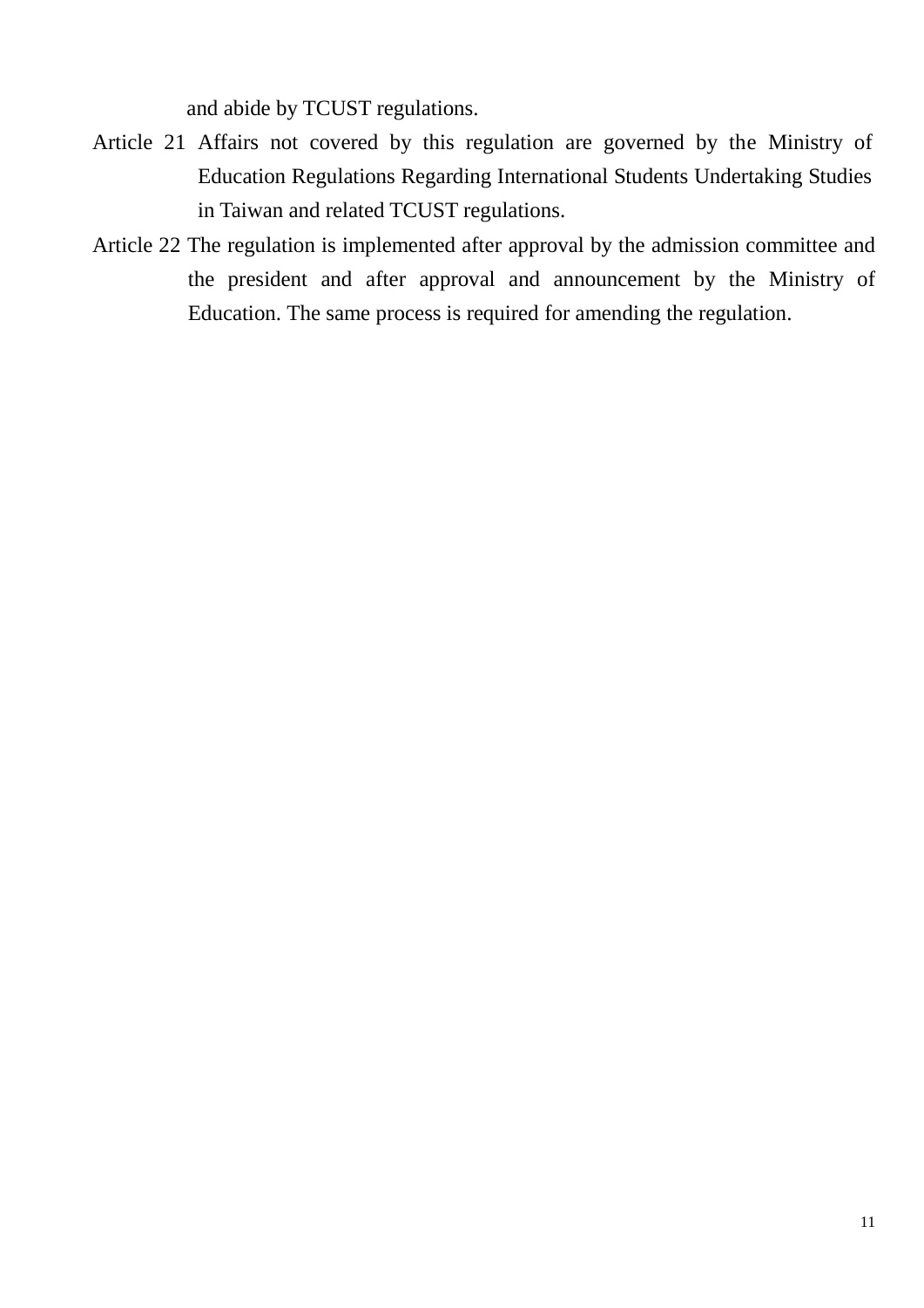and abide by TCUST regulations.

Article 21 Affairs not covered by this regulation are governed by the Ministry of Education Regulations Regarding International Students Undertaking Studies in Taiwan and related TCUST regulations.

Article 22 The regulation is implemented after approval by the admission committee and the president and after approval and announcement by the Ministry of Education. The same process is required for amending the regulation.